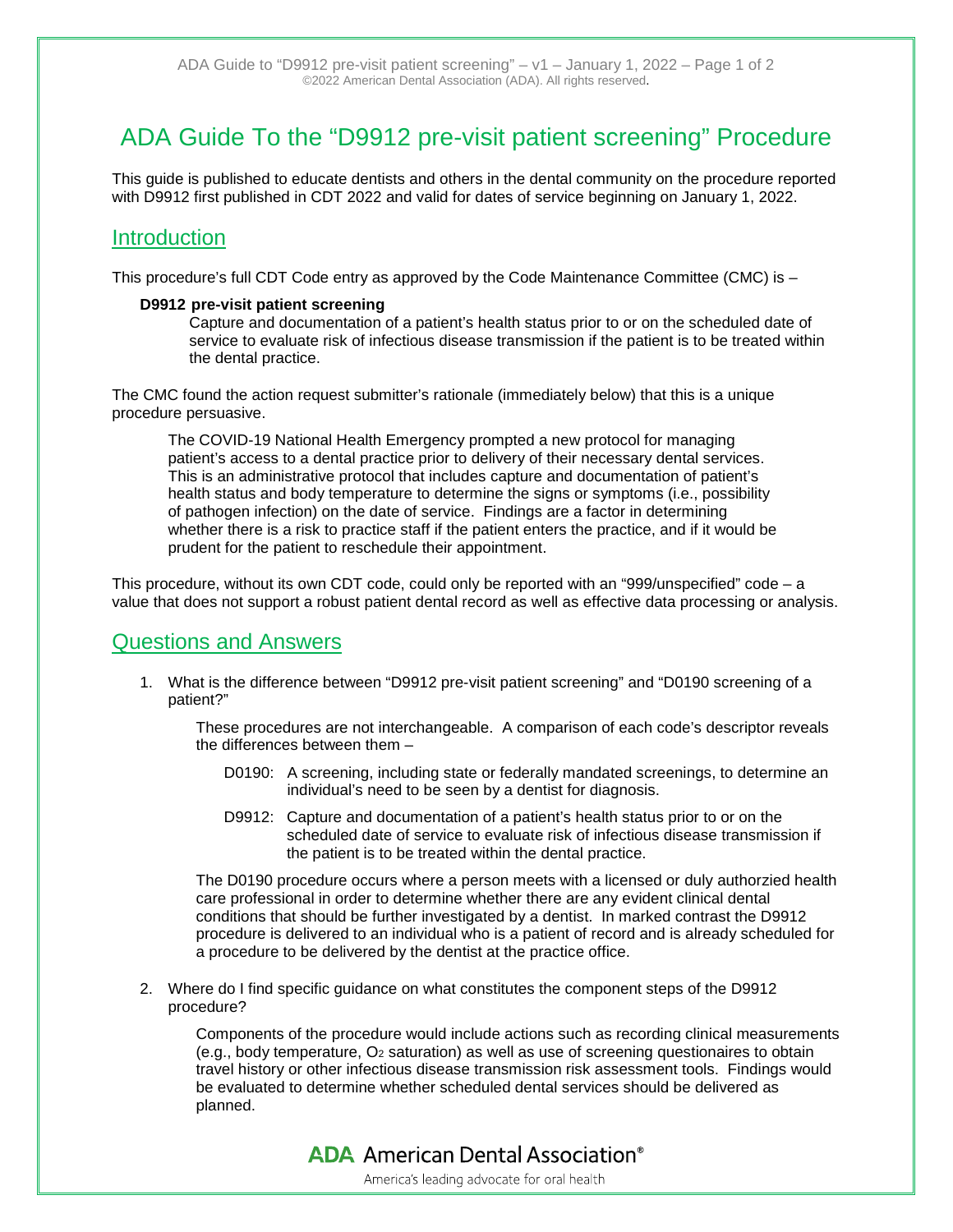# ADA Guide To the "D9912 pre-visit patient screening" Procedure

This guide is published to educate dentists and others in the dental community on the procedure reported with D9912 first published in CDT 2022 and valid for dates of service beginning on January 1, 2022.

## Introduction

This procedure's full CDT Code entry as approved by the Code Maintenance Committee (CMC) is –

**D9912 pre-visit patient screening**

> Capture and documentation of a patient's health status prior to or on the scheduled date of service to evaluate risk of infectious disease transmission if the patient is to be treated within the dental practice.

The CMC found the action request submitter's rationale (immediately below) that this is a unique procedure persuasive.

> The COVID-19 National Health Emergency prompted a new protocol for managing patient's access to a dental practice prior to delivery of their necessary dental services. This is an administrative protocol that includes capture and documentation of patient's health status and body temperature to determine the signs or symptoms (i.e., possibility of pathogen infection) on the date of service. Findings are a factor in determining whether there is a risk to practice staff if the patient enters the practice, and if it would be prudent for the patient to reschedule their appointment.

This procedure, without its own CDT code, could only be reported with an "999/unspecified" code – a value that does not support a robust patient dental record as well as effective data processing or analysis.

## Questions and Answers

1. What is the difference between "D9912 pre-visit patient screening" and "D0190 screening of a patient?"

   These procedures are not interchangeable. A comparison of each code's descriptor reveals the differences between them –

   - D0190: A screening, including state or federally mandated screenings, to determine an individual's need to be seen by a dentist for diagnosis.
   - D9912: Capture and documentation of a patient's health status prior to or on the scheduled date of service to evaluate risk of infectious disease transmission if the patient is to be treated within the dental practice.

   The D0190 procedure occurs where a person meets with a licensed or duly authorzied health care professional in order to determine whether there are any evident clinical dental conditions that should be further investigated by a dentist. In marked contrast the D9912 procedure is delivered to an individual who is a patient of record and is already scheduled for a procedure to be delivered by the dentist at the practice office.

2. Where do I find specific guidance on what constitutes the component steps of the D9912 procedure?

   Components of the procedure would include actions such as recording clinical measurements (e.g., body temperature, $O_2$ saturation) as well as use of screening questionaires to obtain travel history or other infectious disease transmission risk assessment tools. Findings would be evaluated to determine whether scheduled dental services should be delivered as planned.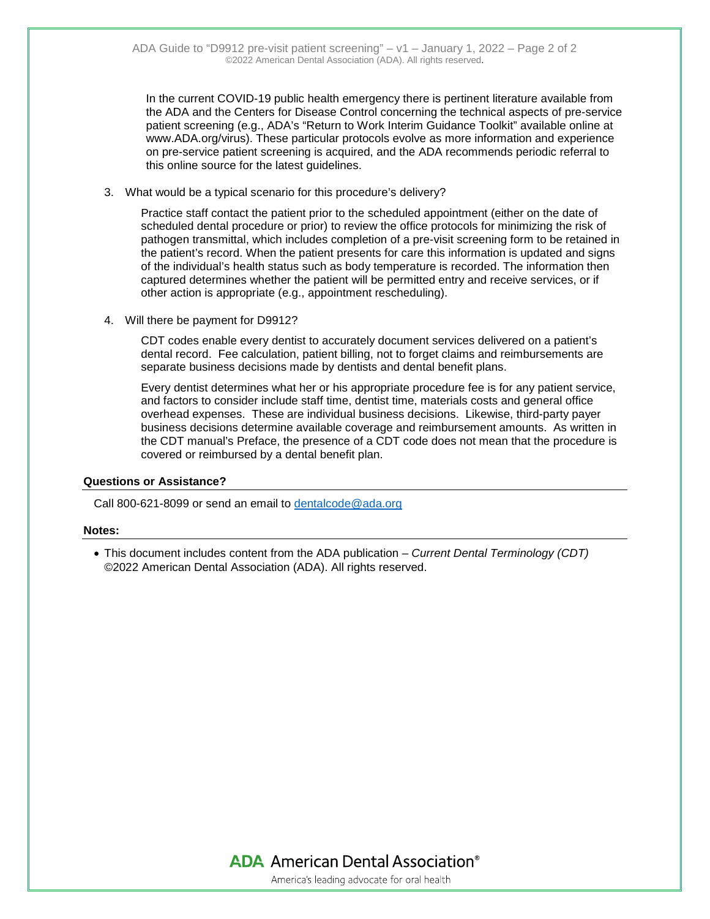In the current COVID-19 public health emergency there is pertinent literature available from the ADA and the Centers for Disease Control concerning the technical aspects of pre-service patient screening (e.g., ADA's "Return to Work Interim Guidance Toolkit" available online at www.ADA.org/virus). These particular protocols evolve as more information and experience on pre-service patient screening is acquired, and the ADA recommends periodic referral to this online source for the latest guidelines.

3. What would be a typical scenario for this procedure's delivery?

   Practice staff contact the patient prior to the scheduled appointment (either on the date of scheduled dental procedure or prior) to review the office protocols for minimizing the risk of pathogen transmittal, which includes completion of a pre-visit screening form to be retained in the patient's record. When the patient presents for care this information is updated and signs of the individual's health status such as body temperature is recorded. The information then captured determines whether the patient will be permitted entry and receive services, or if other action is appropriate (e.g., appointment rescheduling).

4. Will there be payment for D9912?

   CDT codes enable every dentist to accurately document services delivered on a patient's dental record. Fee calculation, patient billing, not to forget claims and reimbursements are separate business decisions made by dentists and dental benefit plans.

   Every dentist determines what her or his appropriate procedure fee is for any patient service, and factors to consider include staff time, dentist time, materials costs and general office overhead expenses. These are individual business decisions. Likewise, third-party payer business decisions determine available coverage and reimbursement amounts. As written in the CDT manual's Preface, the presence of a CDT code does not mean that the procedure is covered or reimbursed by a dental benefit plan.

**Questions or Assistance?**

Call 800-621-8099 or send an email to dentalcode@ada.org

**Notes:**

- This document includes content from the ADA publication – *Current Dental Terminology (CDT)* ©2022 American Dental Association (ADA). All rights reserved.

ADA American Dental Association®

America's leading advocate for oral health